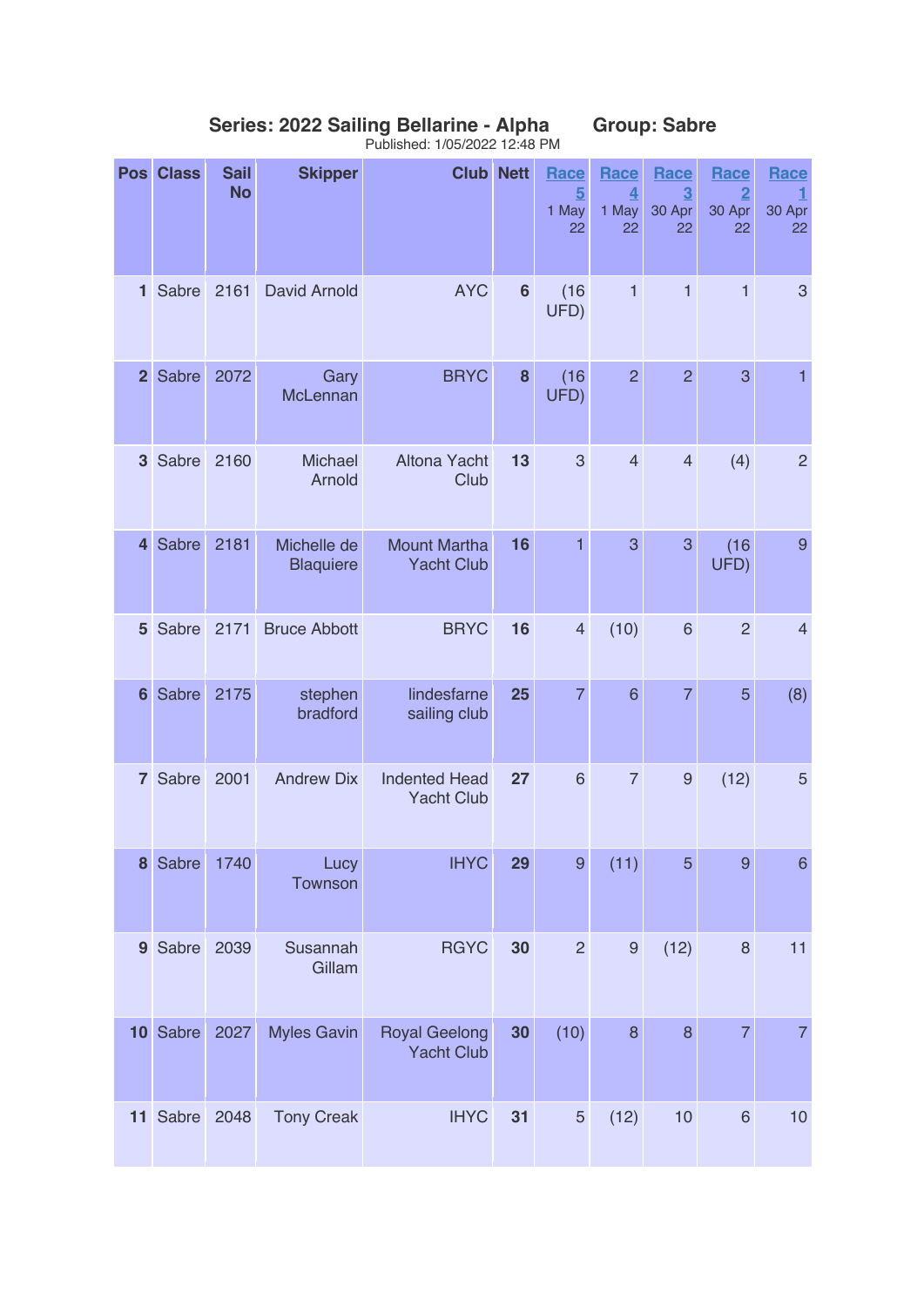**Series: 2022 Sailing Bellarine - Alpha** **Group: Sabre**

Published: 1/05/2022 12:48 PM

| Pos | Class | Sail No | Skipper | Club | Nett | Race 5 1 May 22 | Race 4 1 May 22 | Race 3 30 Apr 22 | Race 2 30 Apr 22 | Race 1 30 Apr 22 |
|---|---|---|---|---|---|---|---|---|---|---|
| 1 | Sabre | 2161 | David Arnold | AYC | 6 | (16 UFD) | 1 | 1 | 1 | 3 |
| 2 | Sabre | 2072 | Gary McLennan | BRYC | 8 | (16 UFD) | 2 | 2 | 3 | 1 |
| 3 | Sabre | 2160 | Michael Arnold | Altona Yacht Club | 13 | 3 | 4 | 4 | (4) | 2 |
| 4 | Sabre | 2181 | Michelle de Blaquiere | Mount Martha Yacht Club | 16 | 1 | 3 | 3 | (16 UFD) | 9 |
| 5 | Sabre | 2171 | Bruce Abbott | BRYC | 16 | 4 | (10) | 6 | 2 | 4 |
| 6 | Sabre | 2175 | stephen bradford | lindesfarne sailing club | 25 | 7 | 6 | 7 | 5 | (8) |
| 7 | Sabre | 2001 | Andrew Dix | Indented Head Yacht Club | 27 | 6 | 7 | 9 | (12) | 5 |
| 8 | Sabre | 1740 | Lucy Townson | IHYC | 29 | 9 | (11) | 5 | 9 | 6 |
| 9 | Sabre | 2039 | Susannah Gillam | RGYC | 30 | 2 | 9 | (12) | 8 | 11 |
| 10 | Sabre | 2027 | Myles Gavin | Royal Geelong Yacht Club | 30 | (10) | 8 | 8 | 7 | 7 |
| 11 | Sabre | 2048 | Tony Creak | IHYC | 31 | 5 | (12) | 10 | 6 | 10 |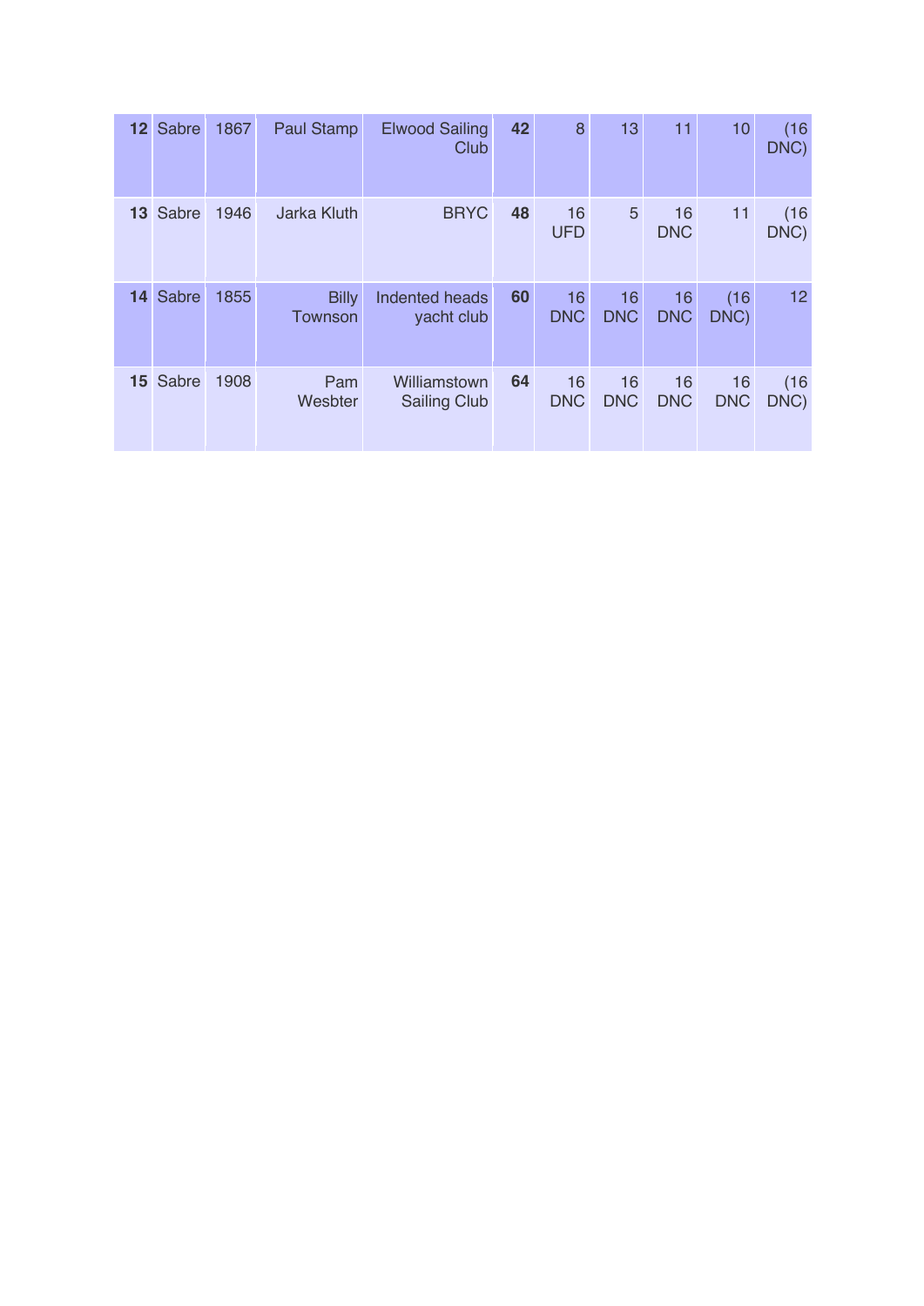| | | | | | | | | | | |
|---|---|---|---|---|---|---|---|---|---|---|
| **12** | Sabre | 1867 | Paul Stamp | Elwood Sailing Club | **42** | 8 | 13 | 11 | 10 | (16 DNC) |
| **13** | Sabre | 1946 | Jarka Kluth | BRYC | **48** | 16 UFD | 5 | 16 DNC | 11 | (16 DNC) |
| **14** | Sabre | 1855 | Billy Townson | Indented heads yacht club | **60** | 16 DNC | 16 DNC | 16 DNC | (16 DNC) | 12 |
| **15** | Sabre | 1908 | Pam Wesbter | Williamstown Sailing Club | **64** | 16 DNC | 16 DNC | 16 DNC | 16 DNC | (16 DNC) |